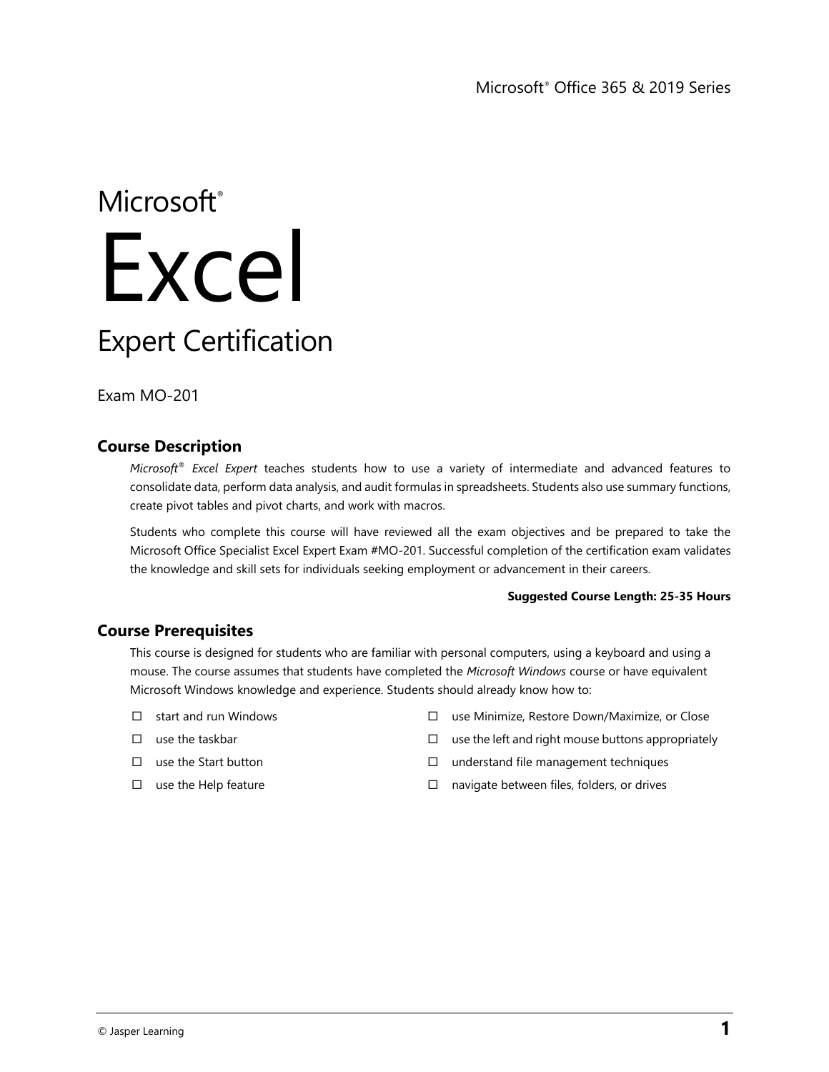Microsoft® Office 365 & 2019 Series

Microsoft®

# Excel

## Expert Certification

Exam MO-201

### Course Description

*Microsoft® Excel Expert* teaches students how to use a variety of intermediate and advanced features to consolidate data, perform data analysis, and audit formulas in spreadsheets. Students also use summary functions, create pivot tables and pivot charts, and work with macros.

Students who complete this course will have reviewed all the exam objectives and be prepared to take the Microsoft Office Specialist Excel Expert Exam #MO-201. Successful completion of the certification exam validates the knowledge and skill sets for individuals seeking employment or advancement in their careers.

**Suggested Course Length: 25-35 Hours**

### Course Prerequisites

This course is designed for students who are familiar with personal computers, using a keyboard and using a mouse. The course assumes that students have completed the *Microsoft Windows* course or have equivalent Microsoft Windows knowledge and experience. Students should already know how to:

- ☐ start and run Windows
- ☐ use the taskbar
- ☐ use the Start button
- ☐ use the Help feature
- ☐ use Minimize, Restore Down/Maximize, or Close
- ☐ use the left and right mouse buttons appropriately
- ☐ understand file management techniques
- ☐ navigate between files, folders, or drives

© Jasper Learning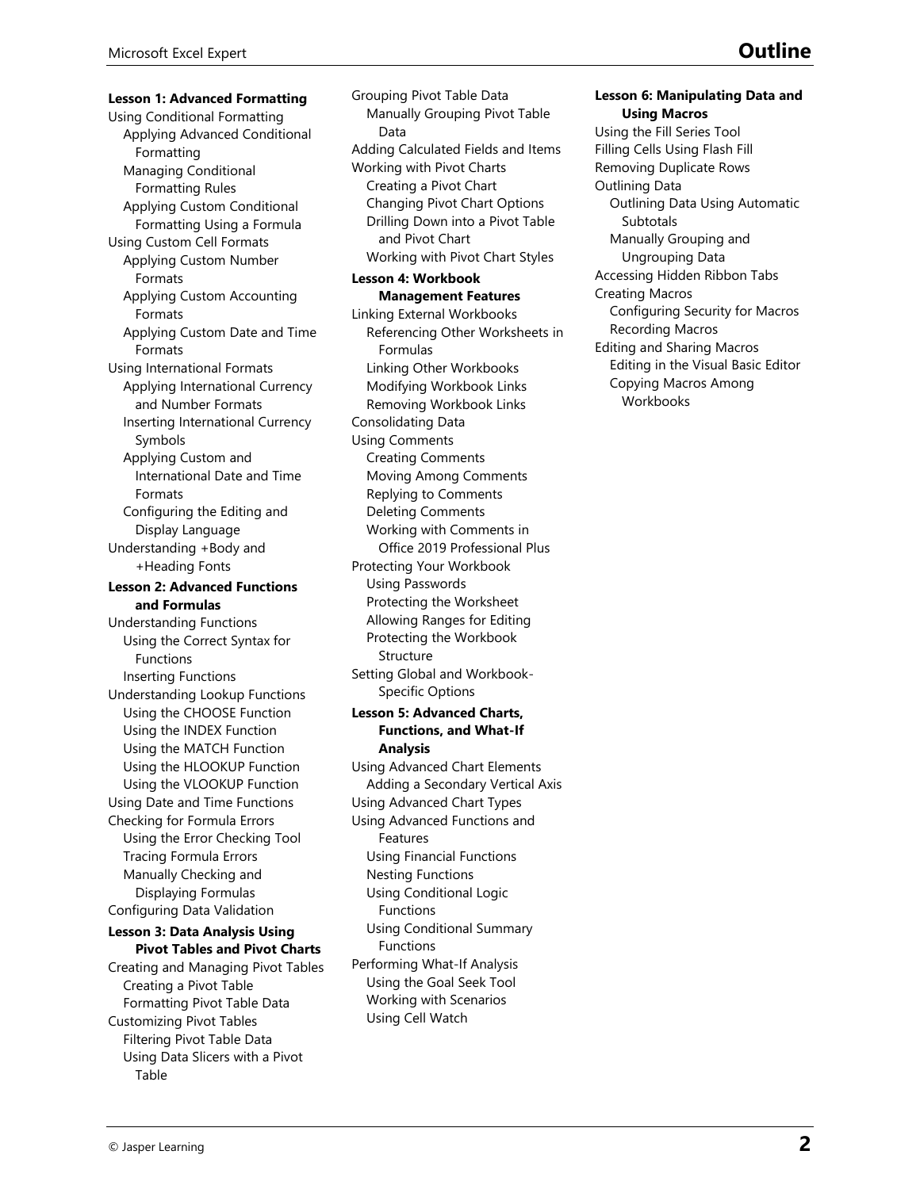# Outline

### Lesson 1: Advanced Formatting

- Using Conditional Formatting
  - Applying Advanced Conditional Formatting
  - Managing Conditional Formatting Rules
  - Applying Custom Conditional Formatting Using a Formula
- Using Custom Cell Formats
  - Applying Custom Number Formats
  - Applying Custom Accounting Formats
  - Applying Custom Date and Time Formats
- Using International Formats
  - Applying International Currency and Number Formats
  - Inserting International Currency Symbols
  - Applying Custom and International Date and Time Formats
  - Configuring the Editing and Display Language
- Understanding +Body and +Heading Fonts

### Lesson 2: Advanced Functions and Formulas

- Understanding Functions
  - Using the Correct Syntax for Functions
  - Inserting Functions
- Understanding Lookup Functions
  - Using the CHOOSE Function
  - Using the INDEX Function
  - Using the MATCH Function
  - Using the HLOOKUP Function
  - Using the VLOOKUP Function
- Using Date and Time Functions
- Checking for Formula Errors
  - Using the Error Checking Tool
  - Tracing Formula Errors
  - Manually Checking and Displaying Formulas
- Configuring Data Validation

### Lesson 3: Data Analysis Using Pivot Tables and Pivot Charts

- Creating and Managing Pivot Tables
  - Creating a Pivot Table
  - Formatting Pivot Table Data
- Customizing Pivot Tables
  - Filtering Pivot Table Data
  - Using Data Slicers with a Pivot Table
- Grouping Pivot Table Data
  - Manually Grouping Pivot Table Data
- Adding Calculated Fields and Items
- Working with Pivot Charts
  - Creating a Pivot Chart
  - Changing Pivot Chart Options
  - Drilling Down into a Pivot Table and Pivot Chart
  - Working with Pivot Chart Styles

### Lesson 4: Workbook Management Features

- Linking External Workbooks
  - Referencing Other Worksheets in Formulas
  - Linking Other Workbooks
  - Modifying Workbook Links
  - Removing Workbook Links
- Consolidating Data
- Using Comments
  - Creating Comments
  - Moving Among Comments
  - Replying to Comments
  - Deleting Comments
  - Working with Comments in Office 2019 Professional Plus
- Protecting Your Workbook
  - Using Passwords
  - Protecting the Worksheet
  - Allowing Ranges for Editing
  - Protecting the Workbook Structure
- Setting Global and Workbook-Specific Options

### Lesson 5: Advanced Charts, Functions, and What-If Analysis

- Using Advanced Chart Elements
  - Adding a Secondary Vertical Axis
- Using Advanced Chart Types
- Using Advanced Functions and Features
  - Using Financial Functions
  - Nesting Functions
  - Using Conditional Logic Functions
  - Using Conditional Summary Functions
- Performing What-If Analysis
  - Using the Goal Seek Tool
  - Working with Scenarios
  - Using Cell Watch

### Lesson 6: Manipulating Data and Using Macros

- Using the Fill Series Tool
- Filling Cells Using Flash Fill
- Removing Duplicate Rows
- Outlining Data
  - Outlining Data Using Automatic Subtotals
  - Manually Grouping and Ungrouping Data
- Accessing Hidden Ribbon Tabs
- Creating Macros
  - Configuring Security for Macros
  - Recording Macros
- Editing and Sharing Macros
  - Editing in the Visual Basic Editor
  - Copying Macros Among Workbooks